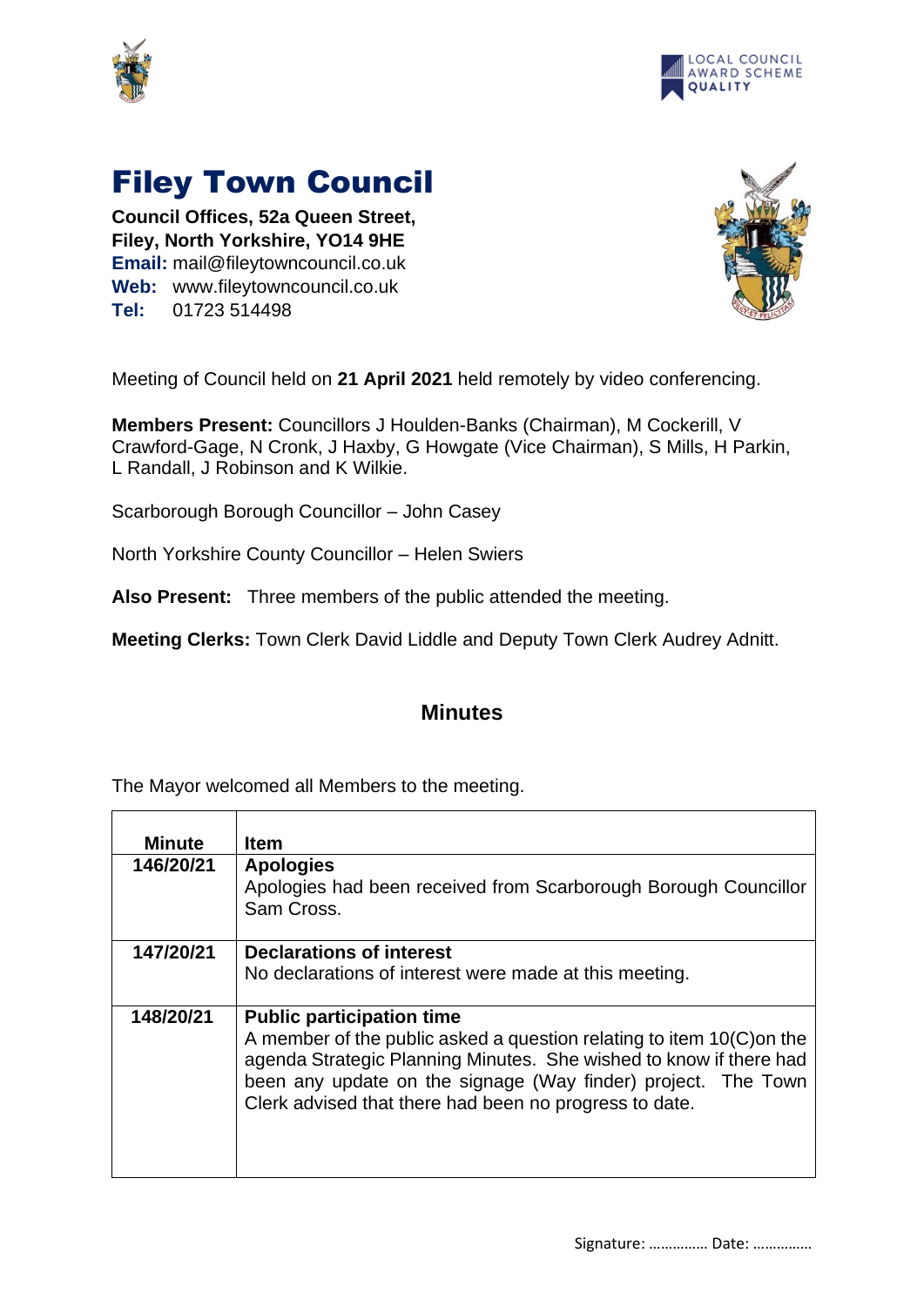# Filey Town Council

**Council Offices, 52a Queen Street, Filey, North Yorkshire, YO14 9HE**
**Email:** mail@fileytowncouncil.co.uk
**Web:** www.fileytowncouncil.co.uk
**Tel:** 01723 514498

Meeting of Council held on **21 April 2021** held remotely by video conferencing.

**Members Present:** Councillors J Houlden-Banks (Chairman), M Cockerill, V Crawford-Gage, N Cronk, J Haxby, G Howgate (Vice Chairman), S Mills, H Parkin, L Randall, J Robinson and K Wilkie.

Scarborough Borough Councillor – John Casey

North Yorkshire County Councillor – Helen Swiers

**Also Present:** Three members of the public attended the meeting.

**Meeting Clerks:** Town Clerk David Liddle and Deputy Town Clerk Audrey Adnitt.

## Minutes

The Mayor welcomed all Members to the meeting.

| Minute | Item |
|---|---|
| **146/20/21** | **Apologies**<br>Apologies had been received from Scarborough Borough Councillor Sam Cross. |
| **147/20/21** | **Declarations of interest**<br>No declarations of interest were made at this meeting. |
| **148/20/21** | **Public participation time**<br>A member of the public asked a question relating to item 10(C)on the agenda Strategic Planning Minutes. She wished to know if there had been any update on the signage (Way finder) project. The Town Clerk advised that there had been no progress to date. |

Signature: …………… Date: ……………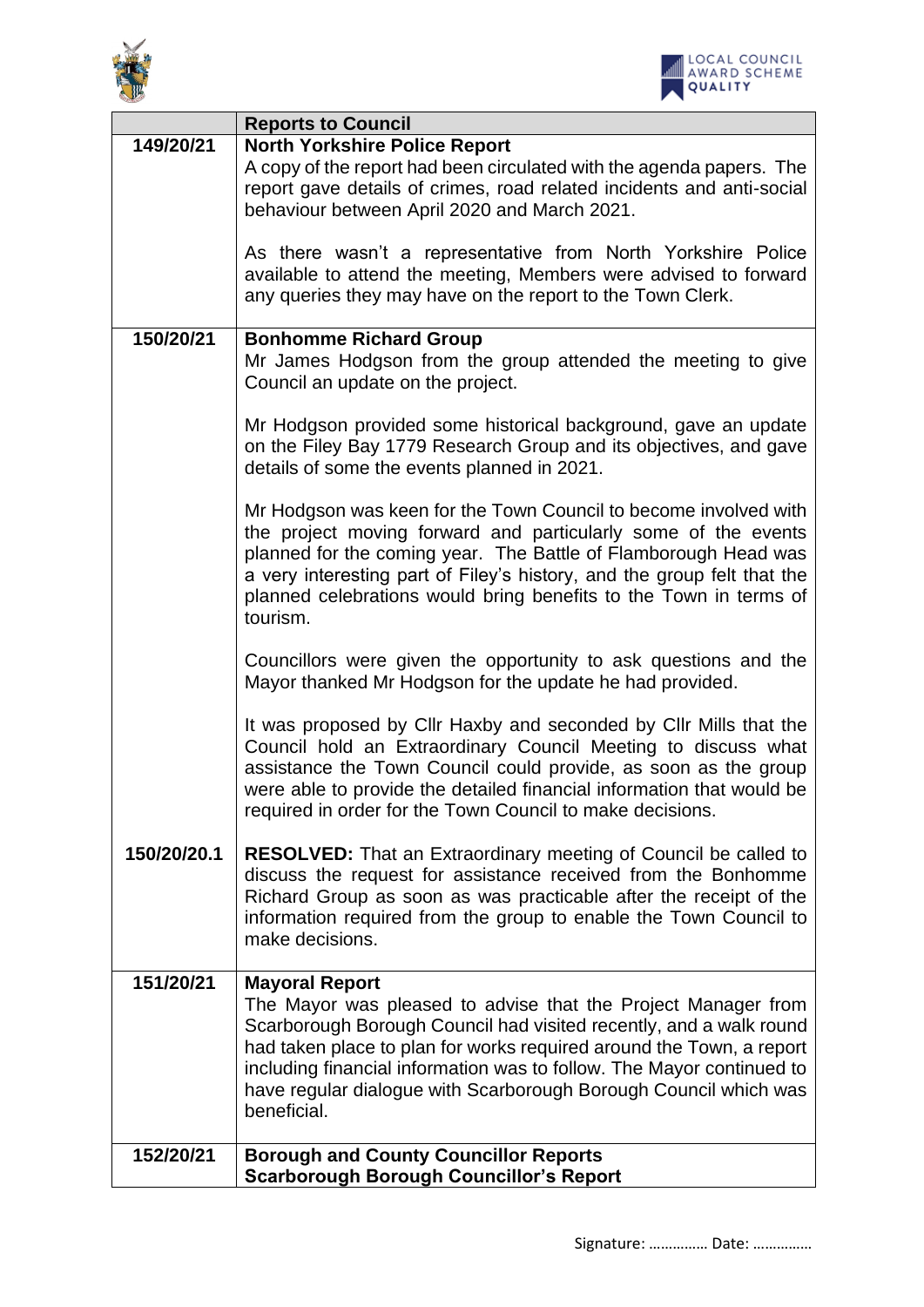| | Reports to Council |
|---|---|
| 149/20/21 | **North Yorkshire Police Report**<br>A copy of the report had been circulated with the agenda papers. The report gave details of crimes, road related incidents and anti-social behaviour between April 2020 and March 2021.<br><br>As there wasn't a representative from North Yorkshire Police available to attend the meeting, Members were advised to forward any queries they may have on the report to the Town Clerk. |
| 150/20/21 | **Bonhomme Richard Group**<br>Mr James Hodgson from the group attended the meeting to give Council an update on the project.<br><br>Mr Hodgson provided some historical background, gave an update on the Filey Bay 1779 Research Group and its objectives, and gave details of some the events planned in 2021.<br><br>Mr Hodgson was keen for the Town Council to become involved with the project moving forward and particularly some of the events planned for the coming year. The Battle of Flamborough Head was a very interesting part of Filey's history, and the group felt that the planned celebrations would bring benefits to the Town in terms of tourism.<br><br>Councillors were given the opportunity to ask questions and the Mayor thanked Mr Hodgson for the update he had provided.<br><br>It was proposed by Cllr Haxby and seconded by Cllr Mills that the Council hold an Extraordinary Council Meeting to discuss what assistance the Town Council could provide, as soon as the group were able to provide the detailed financial information that would be required in order for the Town Council to make decisions. |
| 150/20/20.1 | **RESOLVED:** That an Extraordinary meeting of Council be called to discuss the request for assistance received from the Bonhomme Richard Group as soon as was practicable after the receipt of the information required from the group to enable the Town Council to make decisions. |
| 151/20/21 | **Mayoral Report**<br>The Mayor was pleased to advise that the Project Manager from Scarborough Borough Council had visited recently, and a walk round had taken place to plan for works required around the Town, a report including financial information was to follow. The Mayor continued to have regular dialogue with Scarborough Borough Council which was beneficial. |
| 152/20/21 | **Borough and County Councillor Reports**<br>**Scarborough Borough Councillor's Report** |

Signature: …………… Date: ……………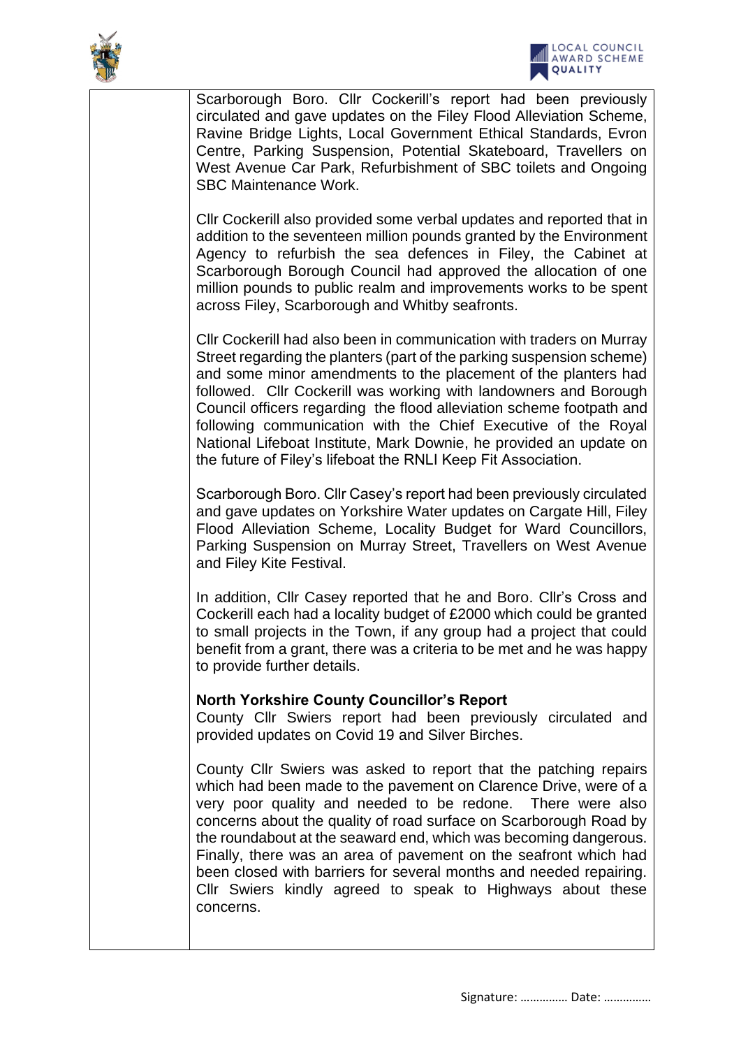| | |
|---|---|
| | Scarborough Boro. Cllr Cockerill's report had been previously circulated and gave updates on the Filey Flood Alleviation Scheme, Ravine Bridge Lights, Local Government Ethical Standards, Evron Centre, Parking Suspension, Potential Skateboard, Travellers on West Avenue Car Park, Refurbishment of SBC toilets and Ongoing SBC Maintenance Work.<br><br>Cllr Cockerill also provided some verbal updates and reported that in addition to the seventeen million pounds granted by the Environment Agency to refurbish the sea defences in Filey, the Cabinet at Scarborough Borough Council had approved the allocation of one million pounds to public realm and improvements works to be spent across Filey, Scarborough and Whitby seafronts.<br><br>Cllr Cockerill had also been in communication with traders on Murray Street regarding the planters (part of the parking suspension scheme) and some minor amendments to the placement of the planters had followed. Cllr Cockerill was working with landowners and Borough Council officers regarding the flood alleviation scheme footpath and following communication with the Chief Executive of the Royal National Lifeboat Institute, Mark Downie, he provided an update on the future of Filey's lifeboat the RNLI Keep Fit Association.<br><br>Scarborough Boro. Cllr Casey's report had been previously circulated and gave updates on Yorkshire Water updates on Cargate Hill, Filey Flood Alleviation Scheme, Locality Budget for Ward Councillors, Parking Suspension on Murray Street, Travellers on West Avenue and Filey Kite Festival.<br><br>In addition, Cllr Casey reported that he and Boro. Cllr's Cross and Cockerill each had a locality budget of £2000 which could be granted to small projects in the Town, if any group had a project that could benefit from a grant, there was a criteria to be met and he was happy to provide further details.<br><br>**North Yorkshire County Councillor's Report**<br>County Cllr Swiers report had been previously circulated and provided updates on Covid 19 and Silver Birches.<br><br>County Cllr Swiers was asked to report that the patching repairs which had been made to the pavement on Clarence Drive, were of a very poor quality and needed to be redone. There were also concerns about the quality of road surface on Scarborough Road by the roundabout at the seaward end, which was becoming dangerous. Finally, there was an area of pavement on the seafront which had been closed with barriers for several months and needed repairing. Cllr Swiers kindly agreed to speak to Highways about these concerns. |

Signature: …………… Date: ……………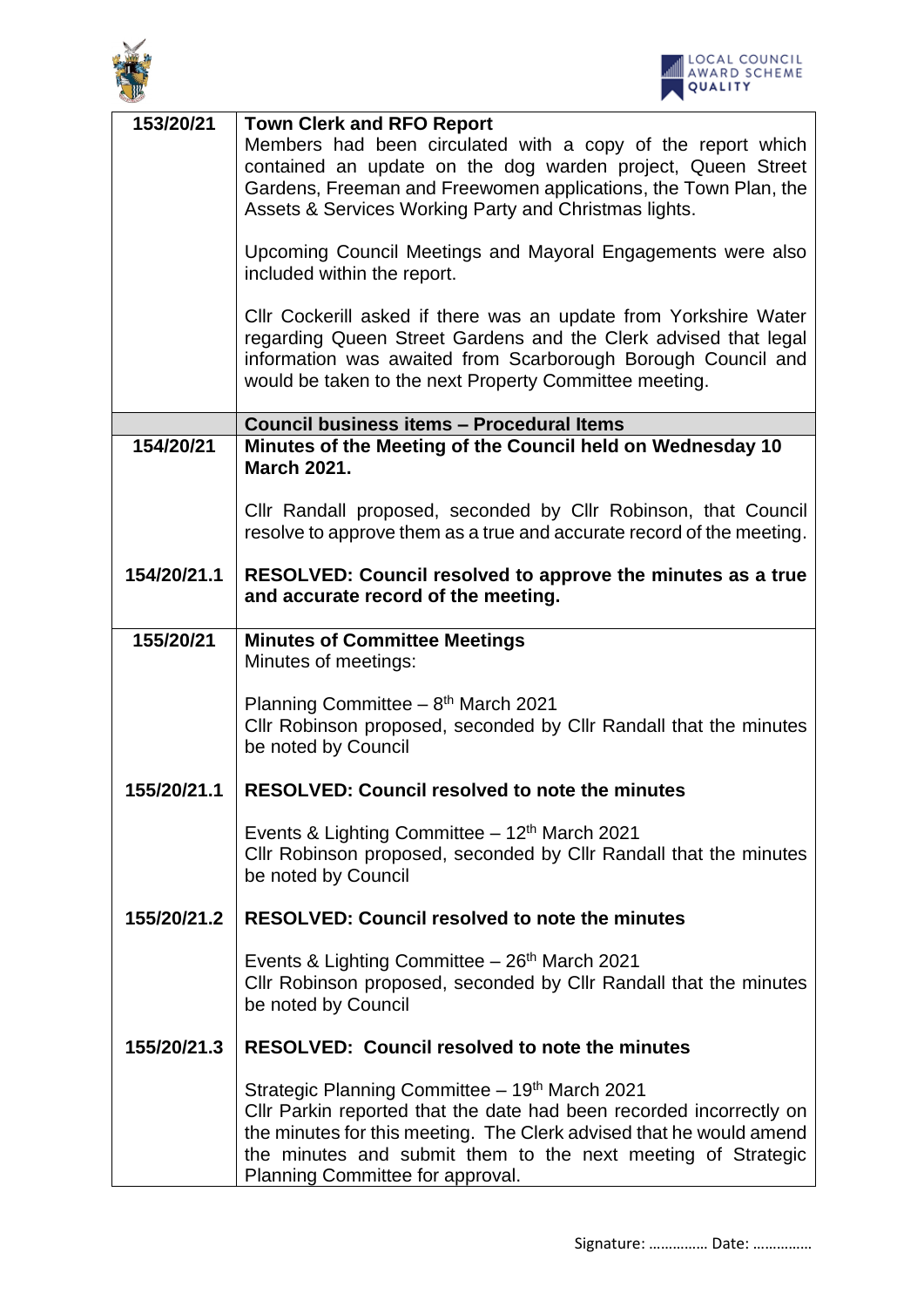| | |
|---|---|
| **153/20/21** | **Town Clerk and RFO Report**<br>Members had been circulated with a copy of the report which contained an update on the dog warden project, Queen Street Gardens, Freeman and Freewomen applications, the Town Plan, the Assets & Services Working Party and Christmas lights.<br><br>Upcoming Council Meetings and Mayoral Engagements were also included within the report.<br><br>Cllr Cockerill asked if there was an update from Yorkshire Water regarding Queen Street Gardens and the Clerk advised that legal information was awaited from Scarborough Borough Council and would be taken to the next Property Committee meeting. |
| | **Council business items – Procedural Items** |
| **154/20/21** | **Minutes of the Meeting of the Council held on Wednesday 10 March 2021.**<br><br>Cllr Randall proposed, seconded by Cllr Robinson, that Council resolve to approve them as a true and accurate record of the meeting. |
| **154/20/21.1** | **RESOLVED: Council resolved to approve the minutes as a true and accurate record of the meeting.** |
| **155/20/21** | **Minutes of Committee Meetings**<br>Minutes of meetings:<br><br>Planning Committee – 8th March 2021<br>Cllr Robinson proposed, seconded by Cllr Randall that the minutes be noted by Council |
| **155/20/21.1** | **RESOLVED: Council resolved to note the minutes**<br><br>Events & Lighting Committee – 12th March 2021<br>Cllr Robinson proposed, seconded by Cllr Randall that the minutes be noted by Council |
| **155/20/21.2** | **RESOLVED: Council resolved to note the minutes**<br><br>Events & Lighting Committee – 26th March 2021<br>Cllr Robinson proposed, seconded by Cllr Randall that the minutes be noted by Council |
| **155/20/21.3** | **RESOLVED: Council resolved to note the minutes**<br><br>Strategic Planning Committee – 19th March 2021<br>Cllr Parkin reported that the date had been recorded incorrectly on the minutes for this meeting. The Clerk advised that he would amend the minutes and submit them to the next meeting of Strategic Planning Committee for approval. |

Signature: …………… Date: ……………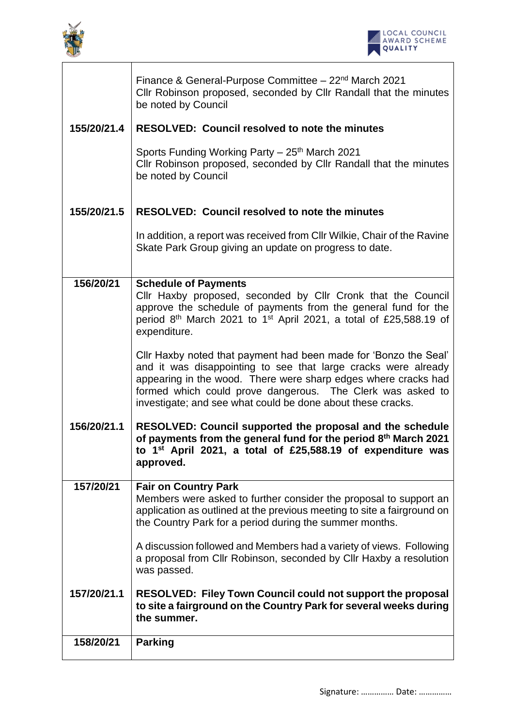| | |
|---|---|
| | Finance & General-Purpose Committee – 22nd March 2021<br>Cllr Robinson proposed, seconded by Cllr Randall that the minutes be noted by Council |
| 155/20/21.4 | **RESOLVED: Council resolved to note the minutes** |
| | Sports Funding Working Party – 25th March 2021<br>Cllr Robinson proposed, seconded by Cllr Randall that the minutes be noted by Council |
| 155/20/21.5 | **RESOLVED: Council resolved to note the minutes** |
| | In addition, a report was received from Cllr Wilkie, Chair of the Ravine Skate Park Group giving an update on progress to date. |
| **156/20/21** | **Schedule of Payments**<br>Cllr Haxby proposed, seconded by Cllr Cronk that the Council approve the schedule of payments from the general fund for the period 8th March 2021 to 1st April 2021, a total of £25,588.19 of expenditure.<br><br>Cllr Haxby noted that payment had been made for 'Bonzo the Seal' and it was disappointing to see that large cracks were already appearing in the wood. There were sharp edges where cracks had formed which could prove dangerous. The Clerk was asked to investigate; and see what could be done about these cracks. |
| 156/20/21.1 | **RESOLVED: Council supported the proposal and the schedule of payments from the general fund for the period 8th March 2021 to 1st April 2021, a total of £25,588.19 of expenditure was approved.** |
| **157/20/21** | **Fair on Country Park**<br>Members were asked to further consider the proposal to support an application as outlined at the previous meeting to site a fairground on the Country Park for a period during the summer months.<br><br>A discussion followed and Members had a variety of views. Following a proposal from Cllr Robinson, seconded by Cllr Haxby a resolution was passed. |
| 157/20/21.1 | **RESOLVED: Filey Town Council could not support the proposal to site a fairground on the Country Park for several weeks during the summer.** |
| **158/20/21** | **Parking** |

Signature: …………… Date: ……………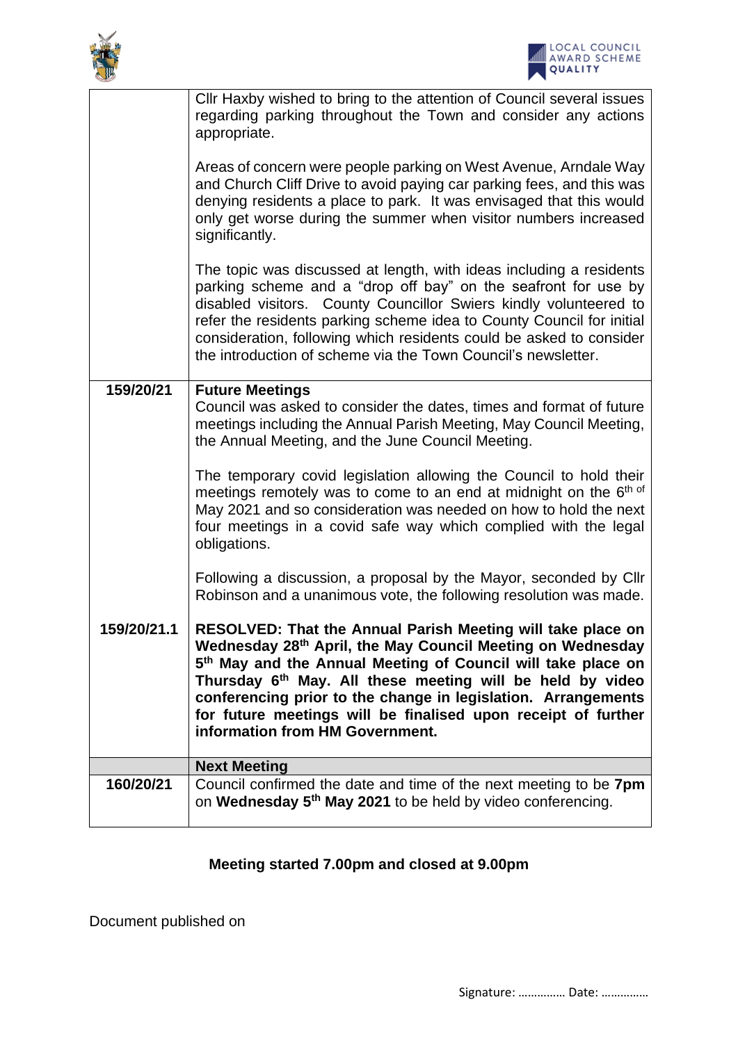| | |
|---|---|
| | Cllr Haxby wished to bring to the attention of Council several issues regarding parking throughout the Town and consider any actions appropriate.<br><br>Areas of concern were people parking on West Avenue, Arndale Way and Church Cliff Drive to avoid paying car parking fees, and this was denying residents a place to park. It was envisaged that this would only get worse during the summer when visitor numbers increased significantly.<br><br>The topic was discussed at length, with ideas including a residents parking scheme and a "drop off bay" on the seafront for use by disabled visitors. County Councillor Swiers kindly volunteered to refer the residents parking scheme idea to County Council for initial consideration, following which residents could be asked to consider the introduction of scheme via the Town Council's newsletter. |
| **159/20/21** | **Future Meetings**<br>Council was asked to consider the dates, times and format of future meetings including the Annual Parish Meeting, May Council Meeting, the Annual Meeting, and the June Council Meeting.<br><br>The temporary covid legislation allowing the Council to hold their meetings remotely was to come to an end at midnight on the 6th of May 2021 and so consideration was needed on how to hold the next four meetings in a covid safe way which complied with the legal obligations.<br><br>Following a discussion, a proposal by the Mayor, seconded by Cllr Robinson and a unanimous vote, the following resolution was made. |
| **159/20/21.1** | **RESOLVED: That the Annual Parish Meeting will take place on Wednesday 28th April, the May Council Meeting on Wednesday 5th May and the Annual Meeting of Council will take place on Thursday 6th May. All these meeting will be held by video conferencing prior to the change in legislation. Arrangements for future meetings will be finalised upon receipt of further information from HM Government.** |
| | **Next Meeting** |
| **160/20/21** | Council confirmed the date and time of the next meeting to be **7pm** on **Wednesday 5th May 2021** to be held by video conferencing. |

**Meeting started 7.00pm and closed at 9.00pm**

Document published on

Signature: …………… Date: ……………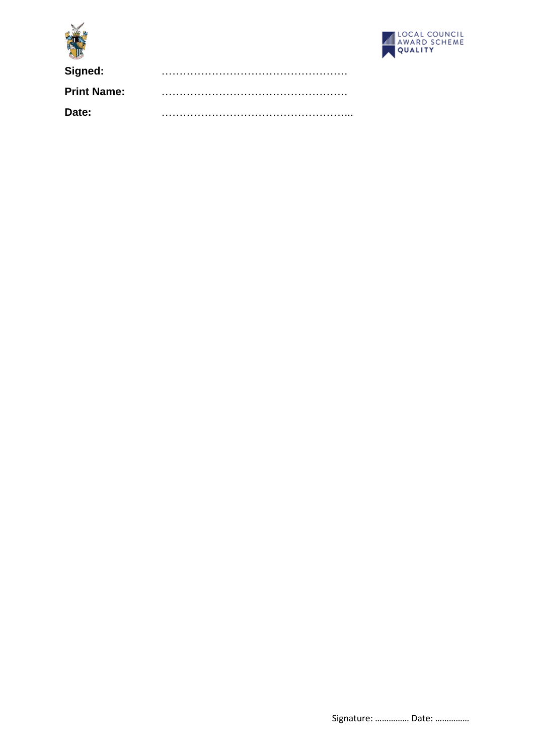**Signed:** ……………………………………………

**Print Name:** ……………………………………………

**Date:** ……………………………………………...

Signature: …………… Date: ……………